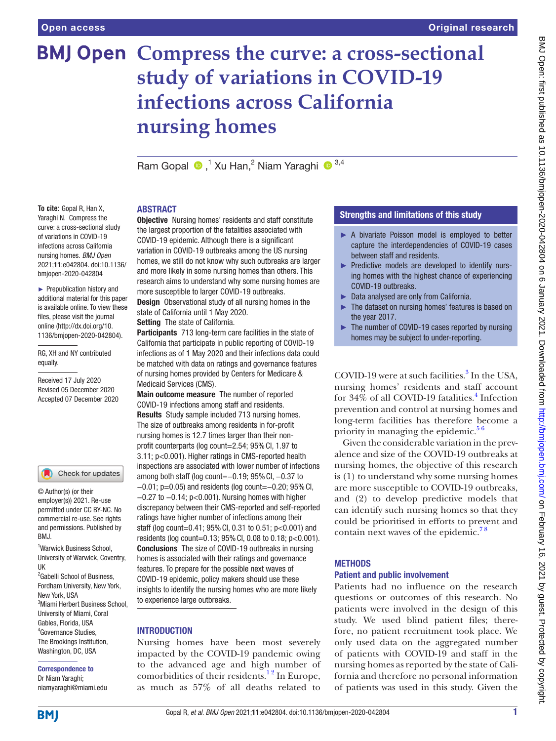# Compress the curve: a cross-sectional study of variations in COVID-19 infections across California nursing homes

Ram Gopal [1], Xu Han [2], Niam Yaraghi [3,4]

**To cite:** Gopal R, Han X, Yaraghi N. Compress the curve: a cross-sectional study of variations in COVID-19 infections across California nursing homes. *BMJ Open* 2021;**11**:e042804. doi:10.1136/bmjopen-2020-042804

► Prepublication history and additional material for this paper is available online. To view these files, please visit the journal online (http://dx.doi.org/10.1136/bmjopen-2020-042804).

RG, XH and NY contributed equally.

Received 17 July 2020
Revised 05 December 2020
Accepted 07 December 2020

© Author(s) (or their employer(s)) 2021. Re-use permitted under CC BY-NC. No commercial re-use. See rights and permissions. Published by BMJ.

[1]Warwick Business School, University of Warwick, Coventry, UK
[2]Gabelli School of Business, Fordham University, New York, New York, USA
[3]Miami Herbert Business School, University of Miami, Coral Gables, Florida, USA
[4]Governance Studies, The Brookings Institution, Washington, DC, USA

**Correspondence to**
Dr Niam Yaraghi; niamyaraghi@miami.edu

## ABSTRACT

**Objective** Nursing homes' residents and staff constitute the largest proportion of the fatalities associated with COVID-19 epidemic. Although there is a significant variation in COVID-19 outbreaks among the US nursing homes, we still do not know why such outbreaks are larger and more likely in some nursing homes than others. This research aims to understand why some nursing homes are more susceptible to larger COVID-19 outbreaks.

**Design** Observational study of all nursing homes in the state of California until 1 May 2020.

**Setting** The state of California.

**Participants** 713 long-term care facilities in the state of California that participate in public reporting of COVID-19 infections as of 1 May 2020 and their infections data could be matched with data on ratings and governance features of nursing homes provided by Centers for Medicare & Medicaid Services (CMS).

**Main outcome measure** The number of reported COVID-19 infections among staff and residents.

**Results** Study sample included 713 nursing homes. The size of outbreaks among residents in for-profit nursing homes is 12.7 times larger than their non-profit counterparts (log count=2.54; 95% CI, 1.97 to 3.11; p<0.001). Higher ratings in CMS-reported health inspections are associated with lower number of infections among both staff (log count=−0.19; 95% CI, −0.37 to −0.01; p=0.05) and residents (log count=−0.20; 95% CI, −0.27 to −0.14; p<0.001). Nursing homes with higher discrepancy between their CMS-reported and self-reported ratings have higher number of infections among their staff (log count=0.41; 95% CI, 0.31 to 0.51; p<0.001) and residents (log count=0.13; 95% CI, 0.08 to 0.18; p<0.001).

**Conclusions** The size of COVID-19 outbreaks in nursing homes is associated with their ratings and governance features. To prepare for the possible next waves of COVID-19 epidemic, policy makers should use these insights to identify the nursing homes who are more likely to experience large outbreaks.

## Strengths and limitations of this study

- ► A bivariate Poisson model is employed to better capture the interdependencies of COVID-19 cases between staff and residents.
- ► Predictive models are developed to identify nursing homes with the highest chance of experiencing COVID-19 outbreaks.
- ► Data analysed are only from California.
- ► The dataset on nursing homes' features is based on the year 2017.
- ► The number of COVID-19 cases reported by nursing homes may be subject to under-reporting.

## INTRODUCTION

Nursing homes have been most severely impacted by the COVID-19 pandemic owing to the advanced age and high number of comorbidities of their residents.[1,2] In Europe, as much as 57% of all deaths related to COVID-19 were at such facilities.[3] In the USA, nursing homes' residents and staff account for 34% of all COVID-19 fatalities.[4] Infection prevention and control at nursing homes and long-term facilities has therefore become a priority in managing the epidemic.[5,6]

Given the considerable variation in the prevalence and size of the COVID-19 outbreaks at nursing homes, the objective of this research is (1) to understand why some nursing homes are more susceptible to COVID-19 outbreaks, and (2) to develop predictive models that can identify such nursing homes so that they could be prioritised in efforts to prevent and contain next waves of the epidemic.[7,8]

## METHODS

### Patient and public involvement

Patients had no influence on the research questions or outcomes of this research. No patients were involved in the design of this study. We used blind patient files; therefore, no patient recruitment took place. We only used data on the aggregated number of patients with COVID-19 and staff in the nursing homes as reported by the state of California and therefore no personal information of patients was used in this study. Given the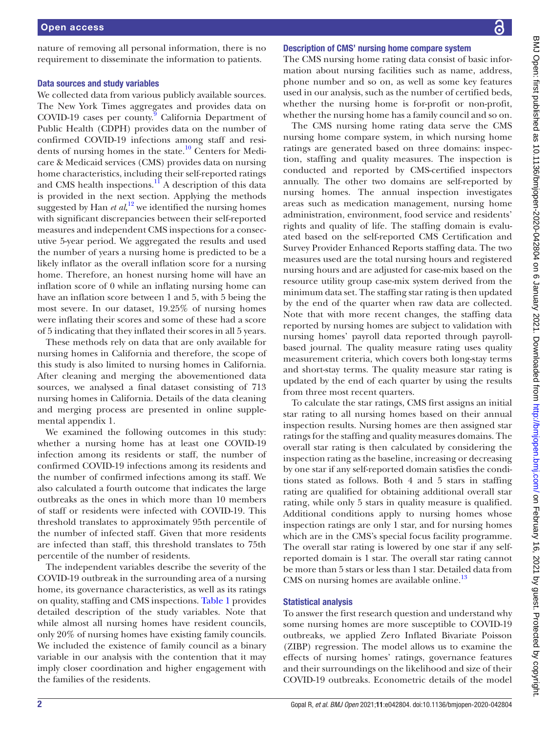nature of removing all personal information, there is no requirement to disseminate the information to patients.

### Data sources and study variables

We collected data from various publicly available sources. The New York Times aggregates and provides data on COVID-19 cases per county.[9] California Department of Public Health (CDPH) provides data on the number of confirmed COVID-19 infections among staff and residents of nursing homes in the state.[10] Centers for Medicare & Medicaid services (CMS) provides data on nursing home characteristics, including their self-reported ratings and CMS health inspections.[11] A description of this data is provided in the next section. Applying the methods suggested by Han *et al*,[12] we identified the nursing homes with significant discrepancies between their self-reported measures and independent CMS inspections for a consecutive 5-year period. We aggregated the results and used the number of years a nursing home is predicted to be a likely inflator as the overall inflation score for a nursing home. Therefore, an honest nursing home will have an inflation score of 0 while an inflating nursing home can have an inflation score between 1 and 5, with 5 being the most severe. In our dataset, 19.25% of nursing homes were inflating their scores and some of these had a score of 5 indicating that they inflated their scores in all 5 years.

These methods rely on data that are only available for nursing homes in California and therefore, the scope of this study is also limited to nursing homes in California. After cleaning and merging the abovementioned data sources, we analysed a final dataset consisting of 713 nursing homes in California. Details of the data cleaning and merging process are presented in online supplemental appendix 1.

We examined the following outcomes in this study: whether a nursing home has at least one COVID-19 infection among its residents or staff, the number of confirmed COVID-19 infections among its residents and the number of confirmed infections among its staff. We also calculated a fourth outcome that indicates the large outbreaks as the ones in which more than 10 members of staff or residents were infected with COVID-19. This threshold translates to approximately 95th percentile of the number of infected staff. Given that more residents are infected than staff, this threshold translates to 75th percentile of the number of residents.

The independent variables describe the severity of the COVID-19 outbreak in the surrounding area of a nursing home, its governance characteristics, as well as its ratings on quality, staffing and CMS inspections. Table 1 provides detailed description of the study variables. Note that while almost all nursing homes have resident councils, only 20% of nursing homes have existing family councils. We included the existence of family council as a binary variable in our analysis with the contention that it may imply closer coordination and higher engagement with the families of the residents.

### Description of CMS' nursing home compare system

The CMS nursing home rating data consist of basic information about nursing facilities such as name, address, phone number and so on, as well as some key features used in our analysis, such as the number of certified beds, whether the nursing home is for-profit or non-profit, whether the nursing home has a family council and so on.

The CMS nursing home rating data serve the CMS nursing home compare system, in which nursing home ratings are generated based on three domains: inspection, staffing and quality measures. The inspection is conducted and reported by CMS-certified inspectors annually. The other two domains are self-reported by nursing homes. The annual inspection investigates areas such as medication management, nursing home administration, environment, food service and residents' rights and quality of life. The staffing domain is evaluated based on the self-reported CMS Certification and Survey Provider Enhanced Reports staffing data. The two measures used are the total nursing hours and registered nursing hours and are adjusted for case-mix based on the resource utility group case-mix system derived from the minimum data set. The staffing star rating is then updated by the end of the quarter when raw data are collected. Note that with more recent changes, the staffing data reported by nursing homes are subject to validation with nursing homes' payroll data reported through payroll-based journal. The quality measure rating uses quality measurement criteria, which covers both long-stay terms and short-stay terms. The quality measure star rating is updated by the end of each quarter by using the results from three most recent quarters.

To calculate the star ratings, CMS first assigns an initial star rating to all nursing homes based on their annual inspection results. Nursing homes are then assigned star ratings for the staffing and quality measures domains. The overall star rating is then calculated by considering the inspection rating as the baseline, increasing or decreasing by one star if any self-reported domain satisfies the conditions stated as follows. Both 4 and 5 stars in staffing rating are qualified for obtaining additional overall star rating, while only 5 stars in quality measure is qualified. Additional conditions apply to nursing homes whose inspection ratings are only 1 star, and for nursing homes which are in the CMS's special focus facility programme. The overall star rating is lowered by one star if any self-reported domain is 1 star. The overall star rating cannot be more than 5 stars or less than 1 star. Detailed data from CMS on nursing homes are available online.[13]

### Statistical analysis

To answer the first research question and understand why some nursing homes are more susceptible to COVID-19 outbreaks, we applied Zero Inflated Bivariate Poisson (ZIBP) regression. The model allows us to examine the effects of nursing homes' ratings, governance features and their surroundings on the likelihood and size of their COVID-19 outbreaks. Econometric details of the model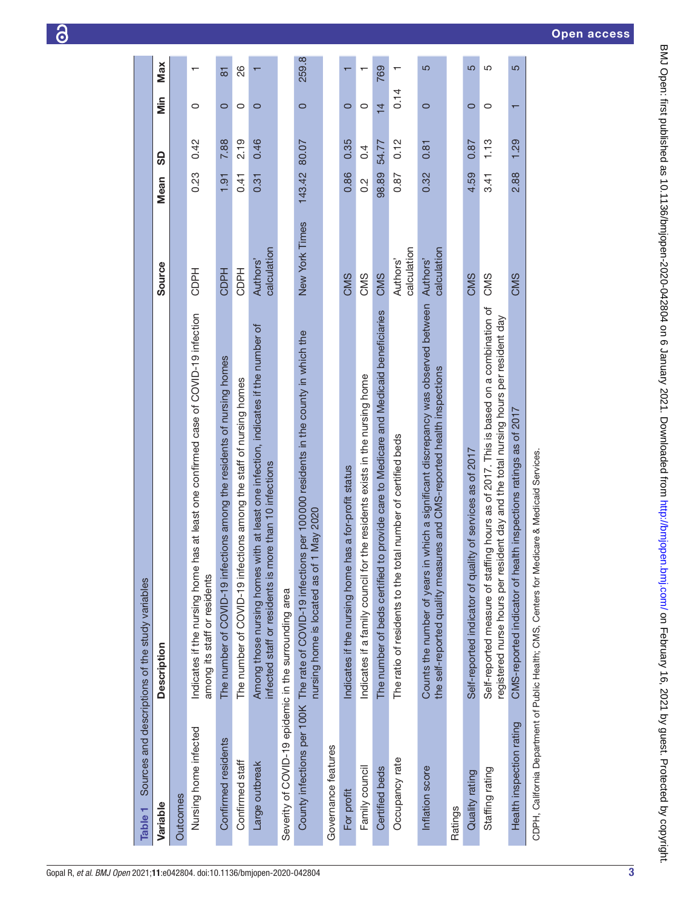**Table 1** Sources and descriptions of the study variables

| Variable | Description | Source | Mean | SD | Min | Max |
|---|---|---|---|---|---|---|
| Outcomes | | | | | | |
| Nursing home infected | Indicates if the nursing home has at least one confirmed case of COVID-19 infection among its staff or residents | CDPH | 0.23 | 0.42 | 0 | 1 |
| Confirmed residents | The number of COVID-19 infections among the residents of nursing homes | CDPH | 1.91 | 7.88 | 0 | 81 |
| Confirmed staff | The number of COVID-19 infections among the staff of nursing homes | CDPH | 0.41 | 2.19 | 0 | 26 |
| Large outbreak | Among those nursing homes with at least one infection, indicates if the number of infected staff or residents is more than 10 infections | Authors' calculation | 0.31 | 0.46 | 0 | 1 |
| Severity of COVID-19 epidemic in the surrounding area | | | | | | |
| County infections per 100K | The rate of COVID-19 infections per 100000 residents in the county in which the nursing home is located as of 1 May 2020 | New York Times | 143.42 | 80.07 | 0 | 259.8 |
| Governance features | | | | | | |
| For profit | Indicates if the nursing home has a for-profit status | CMS | 0.86 | 0.35 | 0 | 1 |
| Family council | Indicates if a family council for the residents exists in the nursing home | CMS | 0.2 | 0.4 | 0 | 1 |
| Certified beds | The number of beds certified to provide care to Medicare and Medicaid beneficiaries | CMS | 98.89 | 54.77 | 14 | 769 |
| Occupancy rate | The ratio of residents to the total number of certified beds | Authors' calculation | 0.87 | 0.12 | 0.14 | 1 |
| Inflation score | Counts the number of years in which a significant discrepancy was observed between the self-reported quality measures and CMS-reported health inspections | Authors' calculation | 0.32 | 0.81 | 0 | 5 |
| Ratings | | | | | | |
| Quality rating | Self-reported indicator of quality of services as of 2017 | CMS | 4.59 | 0.87 | 0 | 5 |
| Staffing rating | Self-reported measure of staffing hours as of 2017. This is based on a combination of registered nurse hours per resident day and the total nursing hours per resident day | CMS | 3.41 | 1.13 | 0 | 5 |
| Health inspection rating | CMS-reported indicator of health inspections ratings as of 2017 | CMS | 2.88 | 1.29 | 1 | 5 |

CDPH, California Department of Public Health; CMS, Centers for Medicare & Medicaid Services.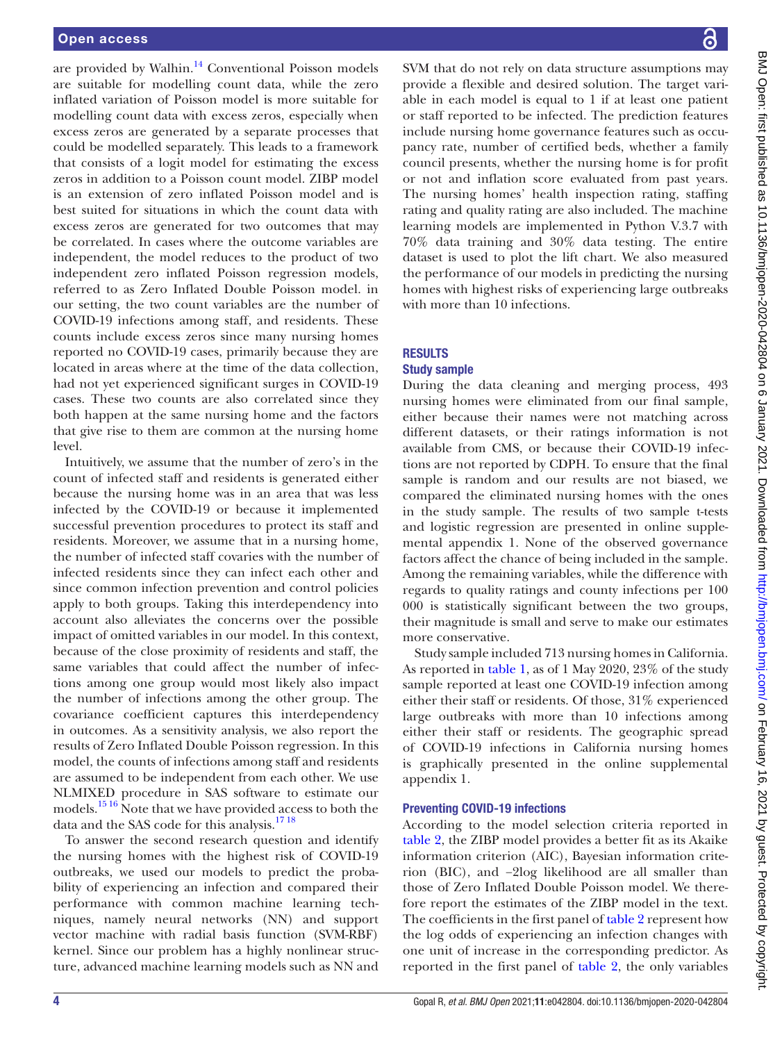are provided by Walhin.[14] Conventional Poisson models are suitable for modelling count data, while the zero inflated variation of Poisson model is more suitable for modelling count data with excess zeros, especially when excess zeros are generated by a separate processes that could be modelled separately. This leads to a framework that consists of a logit model for estimating the excess zeros in addition to a Poisson count model. ZIBP model is an extension of zero inflated Poisson model and is best suited for situations in which the count data with excess zeros are generated for two outcomes that may be correlated. In cases where the outcome variables are independent, the model reduces to the product of two independent zero inflated Poisson regression models, referred to as Zero Inflated Double Poisson model. in our setting, the two count variables are the number of COVID-19 infections among staff, and residents. These counts include excess zeros since many nursing homes reported no COVID-19 cases, primarily because they are located in areas where at the time of the data collection, had not yet experienced significant surges in COVID-19 cases. These two counts are also correlated since they both happen at the same nursing home and the factors that give rise to them are common at the nursing home level.

Intuitively, we assume that the number of zero's in the count of infected staff and residents is generated either because the nursing home was in an area that was less infected by the COVID-19 or because it implemented successful prevention procedures to protect its staff and residents. Moreover, we assume that in a nursing home, the number of infected staff covaries with the number of infected residents since they can infect each other and since common infection prevention and control policies apply to both groups. Taking this interdependency into account also alleviates the concerns over the possible impact of omitted variables in our model. In this context, because of the close proximity of residents and staff, the same variables that could affect the number of infections among one group would most likely also impact the number of infections among the other group. The covariance coefficient captures this interdependency in outcomes. As a sensitivity analysis, we also report the results of Zero Inflated Double Poisson regression. In this model, the counts of infections among staff and residents are assumed to be independent from each other. We use NLMIXED procedure in SAS software to estimate our models.[15,16] Note that we have provided access to both the data and the SAS code for this analysis.[17,18]

To answer the second research question and identify the nursing homes with the highest risk of COVID-19 outbreaks, we used our models to predict the probability of experiencing an infection and compared their performance with common machine learning techniques, namely neural networks (NN) and support vector machine with radial basis function (SVM-RBF) kernel. Since our problem has a highly nonlinear structure, advanced machine learning models such as NN and SVM that do not rely on data structure assumptions may provide a flexible and desired solution. The target variable in each model is equal to 1 if at least one patient or staff reported to be infected. The prediction features include nursing home governance features such as occupancy rate, number of certified beds, whether a family council presents, whether the nursing home is for profit or not and inflation score evaluated from past years. The nursing homes' health inspection rating, staffing rating and quality rating are also included. The machine learning models are implemented in Python V.3.7 with 70% data training and 30% data testing. The entire dataset is used to plot the lift chart. We also measured the performance of our models in predicting the nursing homes with highest risks of experiencing large outbreaks with more than 10 infections.

## RESULTS

### Study sample

During the data cleaning and merging process, 493 nursing homes were eliminated from our final sample, either because their names were not matching across different datasets, or their ratings information is not available from CMS, or because their COVID-19 infections are not reported by CDPH. To ensure that the final sample is random and our results are not biased, we compared the eliminated nursing homes with the ones in the study sample. The results of two sample t-tests and logistic regression are presented in online supplemental appendix 1. None of the observed governance factors affect the chance of being included in the sample. Among the remaining variables, while the difference with regards to quality ratings and county infections per 100 000 is statistically significant between the two groups, their magnitude is small and serve to make our estimates more conservative.

Study sample included 713 nursing homes in California. As reported in table 1, as of 1 May 2020, 23% of the study sample reported at least one COVID-19 infection among either their staff or residents. Of those, 31% experienced large outbreaks with more than 10 infections among either their staff or residents. The geographic spread of COVID-19 infections in California nursing homes is graphically presented in the online supplemental appendix 1.

### Preventing COVID-19 infections

According to the model selection criteria reported in table 2, the ZIBP model provides a better fit as its Akaike information criterion (AIC), Bayesian information criterion (BIC), and −2log likelihood are all smaller than those of Zero Inflated Double Poisson model. We therefore report the estimates of the ZIBP model in the text. The coefficients in the first panel of table 2 represent how the log odds of experiencing an infection changes with one unit of increase in the corresponding predictor. As reported in the first panel of table 2, the only variables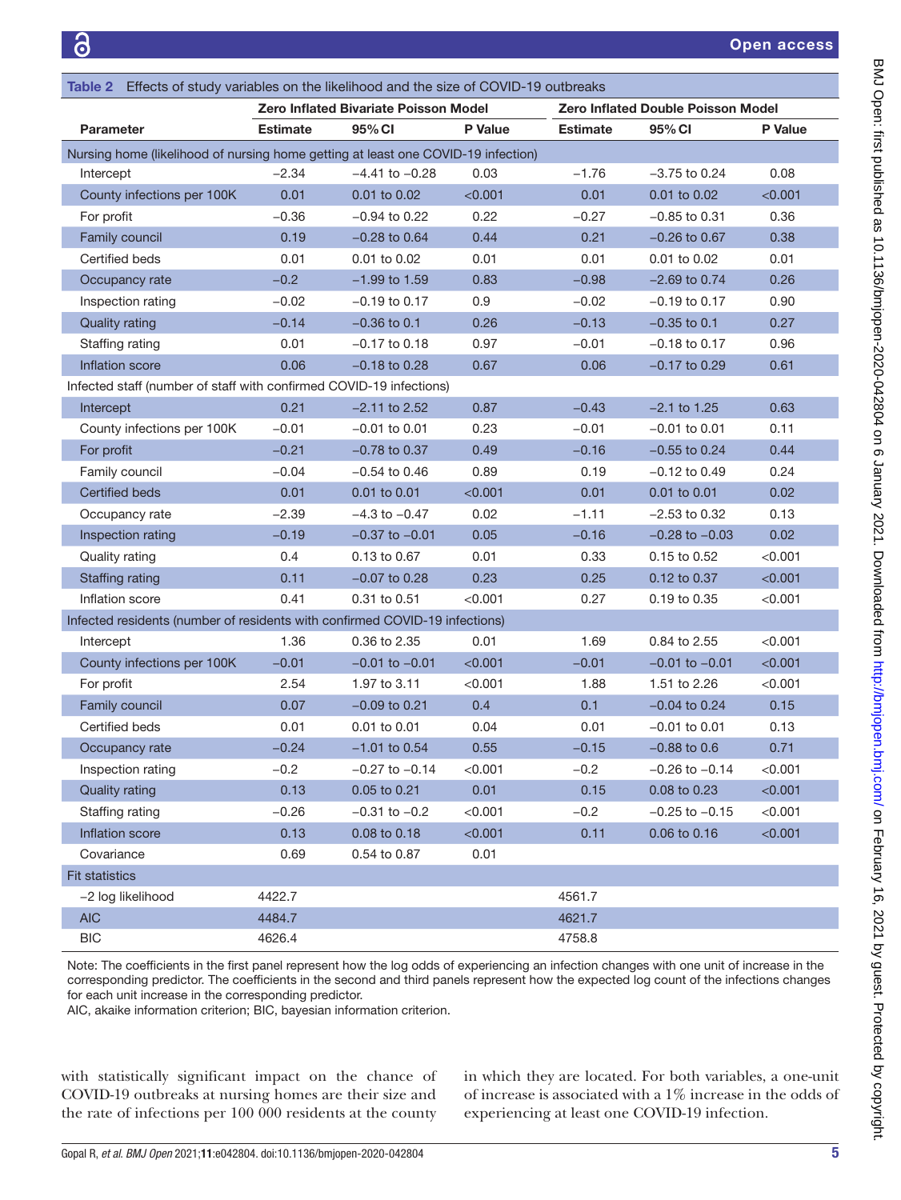**Table 2** Effects of study variables on the likelihood and the size of COVID-19 outbreaks

| Parameter | Zero Inflated Bivariate Poisson Model | | | Zero Inflated Double Poisson Model | | |
|---|---|---|---|---|---|---|
| | Estimate | 95% CI | P Value | Estimate | 95% CI | P Value |
| Nursing home (likelihood of nursing home getting at least one COVID-19 infection) | | | | | | |
| Intercept | −2.34 | −4.41 to −0.28 | 0.03 | −1.76 | −3.75 to 0.24 | 0.08 |
| County infections per 100K | 0.01 | 0.01 to 0.02 | <0.001 | 0.01 | 0.01 to 0.02 | <0.001 |
| For profit | −0.36 | −0.94 to 0.22 | 0.22 | −0.27 | −0.85 to 0.31 | 0.36 |
| Family council | 0.19 | −0.28 to 0.64 | 0.44 | 0.21 | −0.26 to 0.67 | 0.38 |
| Certified beds | 0.01 | 0.01 to 0.02 | 0.01 | 0.01 | 0.01 to 0.02 | 0.01 |
| Occupancy rate | −0.2 | −1.99 to 1.59 | 0.83 | −0.98 | −2.69 to 0.74 | 0.26 |
| Inspection rating | −0.02 | −0.19 to 0.17 | 0.9 | −0.02 | −0.19 to 0.17 | 0.90 |
| Quality rating | −0.14 | −0.36 to 0.1 | 0.26 | −0.13 | −0.35 to 0.1 | 0.27 |
| Staffing rating | 0.01 | −0.17 to 0.18 | 0.97 | −0.01 | −0.18 to 0.17 | 0.96 |
| Inflation score | 0.06 | −0.18 to 0.28 | 0.67 | 0.06 | −0.17 to 0.29 | 0.61 |
| Infected staff (number of staff with confirmed COVID-19 infections) | | | | | | |
| Intercept | 0.21 | −2.11 to 2.52 | 0.87 | −0.43 | −2.1 to 1.25 | 0.63 |
| County infections per 100K | −0.01 | −0.01 to 0.01 | 0.23 | −0.01 | −0.01 to 0.01 | 0.11 |
| For profit | −0.21 | −0.78 to 0.37 | 0.49 | −0.16 | −0.55 to 0.24 | 0.44 |
| Family council | −0.04 | −0.54 to 0.46 | 0.89 | 0.19 | −0.12 to 0.49 | 0.24 |
| Certified beds | 0.01 | 0.01 to 0.01 | <0.001 | 0.01 | 0.01 to 0.01 | 0.02 |
| Occupancy rate | −2.39 | −4.3 to −0.47 | 0.02 | −1.11 | −2.53 to 0.32 | 0.13 |
| Inspection rating | −0.19 | −0.37 to −0.01 | 0.05 | −0.16 | −0.28 to −0.03 | 0.02 |
| Quality rating | 0.4 | 0.13 to 0.67 | 0.01 | 0.33 | 0.15 to 0.52 | <0.001 |
| Staffing rating | 0.11 | −0.07 to 0.28 | 0.23 | 0.25 | 0.12 to 0.37 | <0.001 |
| Inflation score | 0.41 | 0.31 to 0.51 | <0.001 | 0.27 | 0.19 to 0.35 | <0.001 |
| Infected residents (number of residents with confirmed COVID-19 infections) | | | | | | |
| Intercept | 1.36 | 0.36 to 2.35 | 0.01 | 1.69 | 0.84 to 2.55 | <0.001 |
| County infections per 100K | −0.01 | −0.01 to −0.01 | <0.001 | −0.01 | −0.01 to −0.01 | <0.001 |
| For profit | 2.54 | 1.97 to 3.11 | <0.001 | 1.88 | 1.51 to 2.26 | <0.001 |
| Family council | 0.07 | −0.09 to 0.21 | 0.4 | 0.1 | −0.04 to 0.24 | 0.15 |
| Certified beds | 0.01 | 0.01 to 0.01 | 0.04 | 0.01 | −0.01 to 0.01 | 0.13 |
| Occupancy rate | −0.24 | −1.01 to 0.54 | 0.55 | −0.15 | −0.88 to 0.6 | 0.71 |
| Inspection rating | −0.2 | −0.27 to −0.14 | <0.001 | −0.2 | −0.26 to −0.14 | <0.001 |
| Quality rating | 0.13 | 0.05 to 0.21 | 0.01 | 0.15 | 0.08 to 0.23 | <0.001 |
| Staffing rating | −0.26 | −0.31 to −0.2 | <0.001 | −0.2 | −0.25 to −0.15 | <0.001 |
| Inflation score | 0.13 | 0.08 to 0.18 | <0.001 | 0.11 | 0.06 to 0.16 | <0.001 |
| Covariance | 0.69 | 0.54 to 0.87 | 0.01 | | | |
| Fit statistics | | | | | | |
| −2 log likelihood | 4422.7 | | | 4561.7 | | |
| AIC | 4484.7 | | | 4621.7 | | |
| BIC | 4626.4 | | | 4758.8 | | |

Note: The coefficients in the first panel represent how the log odds of experiencing an infection changes with one unit of increase in the corresponding predictor. The coefficients in the second and third panels represent how the expected log count of the infections changes for each unit increase in the corresponding predictor.
AIC, akaike information criterion; BIC, bayesian information criterion.

with statistically significant impact on the chance of COVID-19 outbreaks at nursing homes are their size and the rate of infections per 100 000 residents at the county in which they are located. For both variables, a one-unit of increase is associated with a 1% increase in the odds of experiencing at least one COVID-19 infection.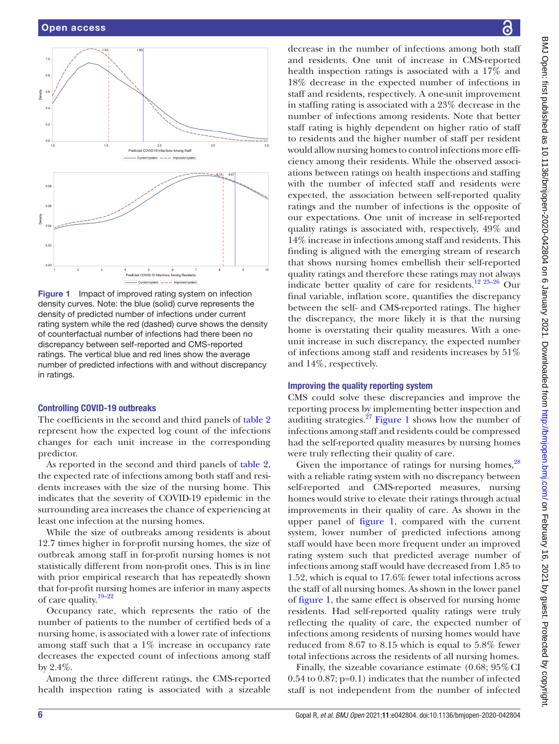Figure 1 Impact of improved rating system on infection density curves. Note: the blue (solid) curve represents the density of predicted number of infections under current rating system while the red (dashed) curve shows the density of counterfactual number of infections had there been no discrepancy between self-reported and CMS-reported ratings. The vertical blue and red lines show the average number of predicted infections with and without discrepancy in ratings.

### Controlling COVID-19 outbreaks

The coefficients in the second and third panels of table 2 represent how the expected log count of the infections changes for each unit increase in the corresponding predictor.

As reported in the second and third panels of table 2, the expected rate of infections among both staff and residents increases with the size of the nursing home. This indicates that the severity of COVID-19 epidemic in the surrounding area increases the chance of experiencing at least one infection at the nursing homes.

While the size of outbreaks among residents is about 12.7 times higher in for-profit nursing homes, the size of outbreak among staff in for-profit nursing homes is not statistically different from non-profit ones. This is in line with prior empirical research that has repeatedly shown that for-profit nursing homes are inferior in many aspects of care quality.[19–22]

Occupancy rate, which represents the ratio of the number of patients to the number of certified beds of a nursing home, is associated with a lower rate of infections among staff such that a 1% increase in occupancy rate decreases the expected count of infections among staff by 2.4%.

Among the three different ratings, the CMS-reported health inspection rating is associated with a sizeable decrease in the number of infections among both staff and residents. One unit of increase in CMS-reported health inspection ratings is associated with a 17% and 18% decrease in the expected number of infections in staff and residents, respectively. A one-unit improvement in staffing rating is associated with a 23% decrease in the number of infections among residents. Note that better staff rating is highly dependent on higher ratio of staff to residents and the higher number of staff per resident would allow nursing homes to control infections more efficiency among their residents. While the observed associations between ratings on health inspections and staffing with the number of infected staff and residents were expected, the association between self-reported quality ratings and the number of infections is the opposite of our expectations. One unit of increase in self-reported quality ratings is associated with, respectively, 49% and 14% increase in infections among staff and residents. This finding is aligned with the emerging stream of research that shows nursing homes embellish their self-reported quality ratings and therefore these ratings may not always indicate better quality of care for residents.[12 23–26] Our final variable, inflation score, quantifies the discrepancy between the self- and CMS-reported ratings. The higher the discrepancy, the more likely it is that the nursing home is overstating their quality measures. With a one-unit increase in such discrepancy, the expected number of infections among staff and residents increases by 51% and 14%, respectively.

### Improving the quality reporting system

CMS could solve these discrepancies and improve the reporting process by implementing better inspection and auditing strategies.[27] Figure 1 shows how the number of infections among staff and residents could be compressed had the self-reported quality measures by nursing homes were truly reflecting their quality of care.

Given the importance of ratings for nursing homes,[28] with a reliable rating system with no discrepancy between self-reported and CMS-reported measures, nursing homes would strive to elevate their ratings through actual improvements in their quality of care. As shown in the upper panel of figure 1, compared with the current system, lower number of predicted infections among staff would have been more frequent under an improved rating system such that predicted average number of infections among staff would have decreased from 1.85 to 1.52, which is equal to 17.6% fewer total infections across the staff of all nursing homes. As shown in the lower panel of figure 1, the same effect is observed for nursing home residents. Had self-reported quality ratings were truly reflecting the quality of care, the expected number of infections among residents of nursing homes would have reduced from 8.67 to 8.15 which is equal to 5.8% fewer total infections across the residents of all nursing homes.

Finally, the sizeable covariance estimate (0.68; 95% CI 0.54 to 0.87; p=0.1) indicates that the number of infected staff is not independent from the number of infected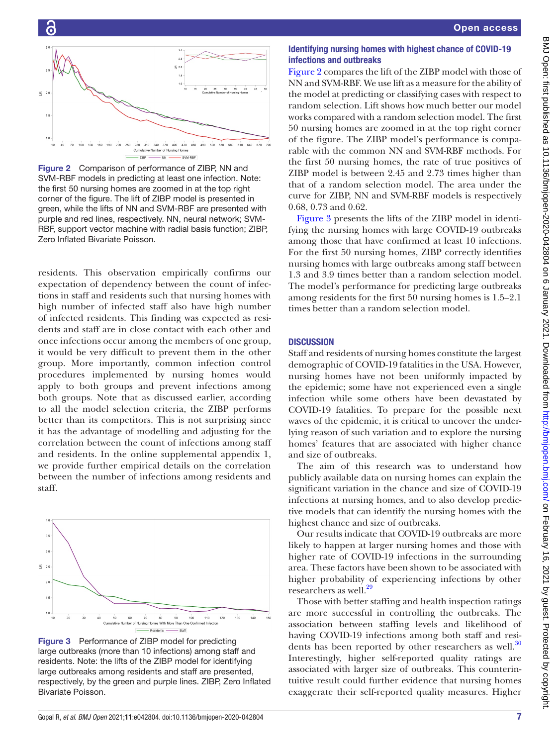Figure 2 Comparison of performance of ZIBP, NN and SVM-RBF models in predicting at least one infection. Note: the first 50 nursing homes are zoomed in at the top right corner of the figure. The lift of ZIBP model is presented in green, while the lifts of NN and SVM-RBF are presented with purple and red lines, respectively. NN, neural network; SVM-RBF, support vector machine with radial basis function; ZIBP, Zero Inflated Bivariate Poisson.

residents. This observation empirically confirms our expectation of dependency between the count of infections in staff and residents such that nursing homes with high number of infected staff also have high number of infected residents. This finding was expected as residents and staff are in close contact with each other and once infections occur among the members of one group, it would be very difficult to prevent them in the other group. More importantly, common infection control procedures implemented by nursing homes would apply to both groups and prevent infections among both groups. Note that as discussed earlier, according to all the model selection criteria, the ZIBP performs better than its competitors. This is not surprising since it has the advantage of modelling and adjusting for the correlation between the count of infections among staff and residents. In the online supplemental appendix 1, we provide further empirical details on the correlation between the number of infections among residents and staff.

Figure 3 Performance of ZIBP model for predicting large outbreaks (more than 10 infections) among staff and residents. Note: the lifts of the ZIBP model for identifying large outbreaks among residents and staff are presented, respectively, by the green and purple lines. ZIBP, Zero Inflated Bivariate Poisson.

## Identifying nursing homes with highest chance of COVID-19 infections and outbreaks

Figure 2 compares the lift of the ZIBP model with those of NN and SVM-RBF. We use lift as a measure for the ability of the model at predicting or classifying cases with respect to random selection. Lift shows how much better our model works compared with a random selection model. The first 50 nursing homes are zoomed in at the top right corner of the figure. The ZIBP model's performance is comparable with the common NN and SVM-RBF methods. For the first 50 nursing homes, the rate of true positives of ZIBP model is between 2.45 and 2.73 times higher than that of a random selection model. The area under the curve for ZIBP, NN and SVM-RBF models is respectively 0.68, 0.73 and 0.62.

Figure 3 presents the lifts of the ZIBP model in identifying the nursing homes with large COVID-19 outbreaks among those that have confirmed at least 10 infections. For the first 50 nursing homes, ZIBP correctly identifies nursing homes with large outbreaks among staff between 1.3 and 3.9 times better than a random selection model. The model's performance for predicting large outbreaks among residents for the first 50 nursing homes is 1.5–2.1 times better than a random selection model.

## DISCUSSION

Staff and residents of nursing homes constitute the largest demographic of COVID-19 fatalities in the USA. However, nursing homes have not been uniformly impacted by the epidemic; some have not experienced even a single infection while some others have been devastated by COVID-19 fatalities. To prepare for the possible next waves of the epidemic, it is critical to uncover the underlying reason of such variation and to explore the nursing homes' features that are associated with higher chance and size of outbreaks.

The aim of this research was to understand how publicly available data on nursing homes can explain the significant variation in the chance and size of COVID-19 infections at nursing homes, and to also develop predictive models that can identify the nursing homes with the highest chance and size of outbreaks.

Our results indicate that COVID-19 outbreaks are more likely to happen at larger nursing homes and those with higher rate of COVID-19 infections in the surrounding area. These factors have been shown to be associated with higher probability of experiencing infections by other researchers as well.[29]

Those with better staffing and health inspection ratings are more successful in controlling the outbreaks. The association between staffing levels and likelihood of having COVID-19 infections among both staff and residents has been reported by other researchers as well.[30] Interestingly, higher self-reported quality ratings are associated with larger size of outbreaks. This counterintuitive result could further evidence that nursing homes exaggerate their self-reported quality measures. Higher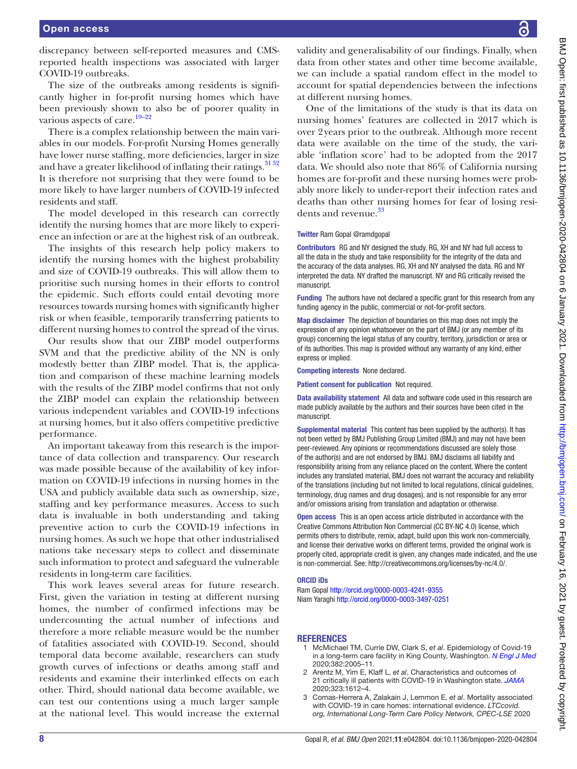discrepancy between self-reported measures and CMS-reported health inspections was associated with larger COVID-19 outbreaks.

The size of the outbreaks among residents is significantly higher in for-profit nursing homes which have been previously shown to also be of poorer quality in various aspects of care.[19–22]

There is a complex relationship between the main variables in our models. For-profit Nursing Homes generally have lower nurse staffing, more deficiencies, larger in size and have a greater likelihood of inflating their ratings.[31 32] It is therefore not surprising that they were found to be more likely to have larger numbers of COVID-19 infected residents and staff.

The model developed in this research can correctly identify the nursing homes that are more likely to experience an infection or are at the highest risk of an outbreak.

The insights of this research help policy makers to identify the nursing homes with the highest probability and size of COVID-19 outbreaks. This will allow them to prioritise such nursing homes in their efforts to control the epidemic. Such efforts could entail devoting more resources towards nursing homes with significantly higher risk or when feasible, temporarily transferring patients to different nursing homes to control the spread of the virus.

Our results show that our ZIBP model outperforms SVM and that the predictive ability of the NN is only modestly better than ZIBP model. That is, the application and comparison of these machine learning models with the results of the ZIBP model confirms that not only the ZIBP model can explain the relationship between various independent variables and COVID-19 infections at nursing homes, but it also offers competitive predictive performance.

An important takeaway from this research is the importance of data collection and transparency. Our research was made possible because of the availability of key information on COVID-19 infections in nursing homes in the USA and publicly available data such as ownership, size, staffing and key performance measures. Access to such data is invaluable in both understanding and taking preventive action to curb the COVID-19 infections in nursing homes. As such we hope that other industrialised nations take necessary steps to collect and disseminate such information to protect and safeguard the vulnerable residents in long-term care facilities.

This work leaves several areas for future research. First, given the variation in testing at different nursing homes, the number of confirmed infections may be undercounting the actual number of infections and therefore a more reliable measure would be the number of fatalities associated with COVID-19. Second, should temporal data become available, researchers can study growth curves of infections or deaths among staff and residents and examine their interlinked effects on each other. Third, should national data become available, we can test our contentions using a much larger sample at the national level. This would increase the external validity and generalisability of our findings. Finally, when data from other states and other time become available, we can include a spatial random effect in the model to account for spatial dependencies between the infections at different nursing homes.

One of the limitations of the study is that its data on nursing homes' features are collected in 2017 which is over 2 years prior to the outbreak. Although more recent data were available on the time of the study, the variable 'inflation score' had to be adopted from the 2017 data. We should also note that 86% of California nursing homes are for-profit and these nursing homes were probably more likely to under-report their infection rates and deaths than other nursing homes for fear of losing residents and revenue.[33]

**Twitter** Ram Gopal @ramdgopal

**Contributors** RG and NY designed the study. RG, XH and NY had full access to all the data in the study and take responsibility for the integrity of the data and the accuracy of the data analyses. RG, XH and NY analysed the data. RG and NY interpreted the data. NY drafted the manuscript. NY and RG critically revised the manuscript.

**Funding** The authors have not declared a specific grant for this research from any funding agency in the public, commercial or not-for-profit sectors.

**Map disclaimer** The depiction of boundaries on this map does not imply the expression of any opinion whatsoever on the part of BMJ (or any member of its group) concerning the legal status of any country, territory, jurisdiction or area or of its authorities. This map is provided without any warranty of any kind, either express or implied.

**Competing interests** None declared.

**Patient consent for publication** Not required.

**Data availability statement** All data and software code used in this research are made publicly available by the authors and their sources have been cited in the manuscript.

**Supplemental material** This content has been supplied by the author(s). It has not been vetted by BMJ Publishing Group Limited (BMJ) and may not have been peer-reviewed. Any opinions or recommendations discussed are solely those of the author(s) and are not endorsed by BMJ. BMJ disclaims all liability and responsibility arising from any reliance placed on the content. Where the content includes any translated material, BMJ does not warrant the accuracy and reliability of the translations (including but not limited to local regulations, clinical guidelines, terminology, drug names and drug dosages), and is not responsible for any error and/or omissions arising from translation and adaptation or otherwise.

**Open access** This is an open access article distributed in accordance with the Creative Commons Attribution Non Commercial (CC BY-NC 4.0) license, which permits others to distribute, remix, adapt, build upon this work non-commercially, and license their derivative works on different terms, provided the original work is properly cited, appropriate credit is given, any changes made indicated, and the use is non-commercial. See: http://creativecommons.org/licenses/by-nc/4.0/.

**ORCID iDs**

Ram Gopal http://orcid.org/0000-0003-4241-9355
Niam Yaraghi http://orcid.org/0000-0003-3497-0251

## REFERENCES

1. McMichael TM, Currie DW, Clark S, *et al*. Epidemiology of Covid-19 in a long-term care facility in King County, Washington. *N Engl J Med* 2020;382:2005–11.
2. Arentz M, Yim E, Klaff L, *et al*. Characteristics and outcomes of 21 critically ill patients with COVID-19 in Washington state. *JAMA* 2020;323:1612–4.
3. Comas-Herrera A, Zalakain J, Lemmon E, *et al*. Mortality associated with COVID-19 in care homes: international evidence. *LTCcovid.org, International Long-Term Care Policy Network, CPEC-LSE* 2020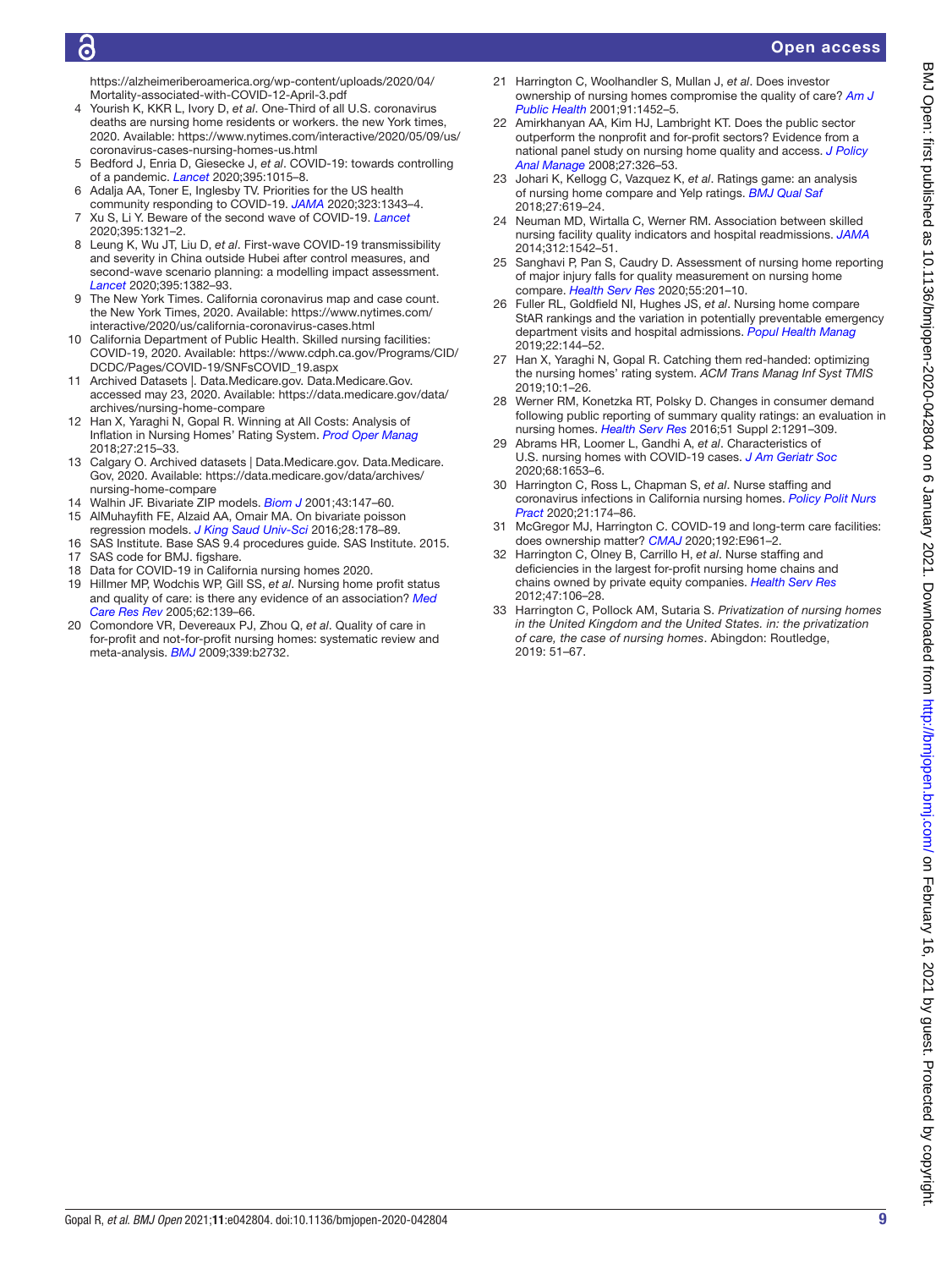https://alzheimeriberoamerica.org/wp-content/uploads/2020/04/Mortality-associated-with-COVID-12-April-3.pdf

4. Yourish K, KKR L, Ivory D, *et al*. One-Third of all U.S. coronavirus deaths are nursing home residents or workers. the new York times, 2020. Available: https://www.nytimes.com/interactive/2020/05/09/us/coronavirus-cases-nursing-homes-us.html
5. Bedford J, Enria D, Giesecke J, *et al*. COVID-19: towards controlling of a pandemic. *Lancet* 2020;395:1015–8.
6. Adalja AA, Toner E, Inglesby TV. Priorities for the US health community responding to COVID-19. *JAMA* 2020;323:1343–4.
7. Xu S, Li Y. Beware of the second wave of COVID-19. *Lancet* 2020;395:1321–2.
8. Leung K, Wu JT, Liu D, *et al*. First-wave COVID-19 transmissibility and severity in China outside Hubei after control measures, and second-wave scenario planning: a modelling impact assessment. *Lancet* 2020;395:1382–93.
9. The New York Times. California coronavirus map and case count. the New York Times, 2020. Available: https://www.nytimes.com/interactive/2020/us/california-coronavirus-cases.html
10. California Department of Public Health. Skilled nursing facilities: COVID-19, 2020. Available: https://www.cdph.ca.gov/Programs/CID/DCDC/Pages/COVID-19/SNFsCOVID_19.aspx
11. Archived Datasets |. Data.Medicare.gov. Data.Medicare.Gov. accessed may 23, 2020. Available: https://data.medicare.gov/data/archives/nursing-home-compare
12. Han X, Yaraghi N, Gopal R. Winning at All Costs: Analysis of Inflation in Nursing Homes' Rating System. *Prod Oper Manag* 2018;27:215–33.
13. Calgary O. Archived datasets | Data.Medicare.gov. Data.Medicare. Gov, 2020. Available: https://data.medicare.gov/data/archives/nursing-home-compare
14. Walhin JF. Bivariate ZIP models. *Biom J* 2001;43:147–60.
15. AlMuhayfith FE, Alzaid AA, Omair MA. On bivariate poisson regression models. *J King Saud Univ-Sci* 2016;28:178–89.
16. SAS Institute. Base SAS 9.4 procedures guide. SAS Institute. 2015.
17. SAS code for BMJ. figshare.
18. Data for COVID-19 in California nursing homes 2020.
19. Hillmer MP, Wodchis WP, Gill SS, *et al*. Nursing home profit status and quality of care: is there any evidence of an association? *Med Care Res Rev* 2005;62:139–66.
20. Comondore VR, Devereaux PJ, Zhou Q, *et al*. Quality of care in for-profit and not-for-profit nursing homes: systematic review and meta-analysis. *BMJ* 2009;339:b2732.
21. Harrington C, Woolhandler S, Mullan J, *et al*. Does investor ownership of nursing homes compromise the quality of care? *Am J Public Health* 2001;91:1452–5.
22. Amirkhanyan AA, Kim HJ, Lambright KT. Does the public sector outperform the nonprofit and for-profit sectors? Evidence from a national panel study on nursing home quality and access. *J Policy Anal Manage* 2008;27:326–53.
23. Johari K, Kellogg C, Vazquez K, *et al*. Ratings game: an analysis of nursing home compare and Yelp ratings. *BMJ Qual Saf* 2018;27:619–24.
24. Neuman MD, Wirtalla C, Werner RM. Association between skilled nursing facility quality indicators and hospital readmissions. *JAMA* 2014;312:1542–51.
25. Sanghavi P, Pan S, Caudry D. Assessment of nursing home reporting of major injury falls for quality measurement on nursing home compare. *Health Serv Res* 2020;55:201–10.
26. Fuller RL, Goldfield NI, Hughes JS, *et al*. Nursing home compare StAR rankings and the variation in potentially preventable emergency department visits and hospital admissions. *Popul Health Manag* 2019;22:144–52.
27. Han X, Yaraghi N, Gopal R. Catching them red-handed: optimizing the nursing homes' rating system. *ACM Trans Manag Inf Syst TMIS* 2019;10:1–26.
28. Werner RM, Konetzka RT, Polsky D. Changes in consumer demand following public reporting of summary quality ratings: an evaluation in nursing homes. *Health Serv Res* 2016;51 Suppl 2:1291–309.
29. Abrams HR, Loomer L, Gandhi A, *et al*. Characteristics of U.S. nursing homes with COVID-19 cases. *J Am Geriatr Soc* 2020;68:1653–6.
30. Harrington C, Ross L, Chapman S, *et al*. Nurse staffing and coronavirus infections in California nursing homes. *Policy Polit Nurs Pract* 2020;21:174–86.
31. McGregor MJ, Harrington C. COVID-19 and long-term care facilities: does ownership matter? *CMAJ* 2020;192:E961–2.
32. Harrington C, Olney B, Carrillo H, *et al*. Nurse staffing and deficiencies in the largest for-profit nursing home chains and chains owned by private equity companies. *Health Serv Res* 2012;47:106–28.
33. Harrington C, Pollock AM, Sutaria S. *Privatization of nursing homes in the United Kingdom and the United States. in: the privatization of care, the case of nursing homes*. Abingdon: Routledge, 2019: 51–67.